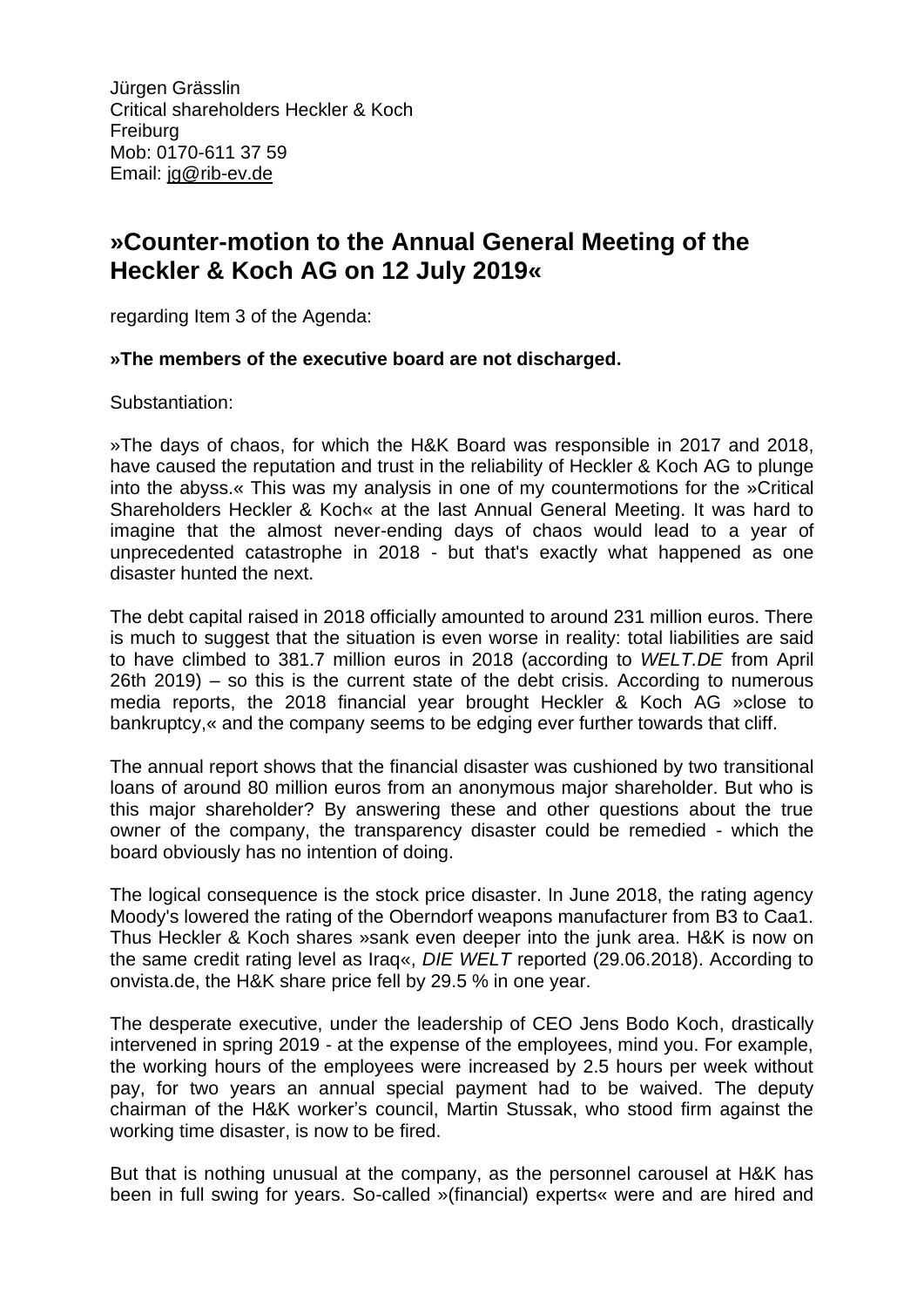Jürgen Grässlin
Critical shareholders Heckler & Koch
Freiburg
Mob: 0170-611 37 59
Email: jg@rib-ev.de

# »Counter-motion to the Annual General Meeting of the Heckler & Koch AG on 12 July 2019«

regarding Item 3 of the Agenda:

**»The members of the executive board are not discharged.**

Substantiation:

»The days of chaos, for which the H&K Board was responsible in 2017 and 2018, have caused the reputation and trust in the reliability of Heckler & Koch AG to plunge into the abyss.« This was my analysis in one of my countermotions for the »Critical Shareholders Heckler & Koch« at the last Annual General Meeting. It was hard to imagine that the almost never-ending days of chaos would lead to a year of unprecedented catastrophe in 2018 - but that's exactly what happened as one disaster hunted the next.

The debt capital raised in 2018 officially amounted to around 231 million euros. There is much to suggest that the situation is even worse in reality: total liabilities are said to have climbed to 381.7 million euros in 2018 (according to *WELT.DE* from April 26th 2019) – so this is the current state of the debt crisis. According to numerous media reports, the 2018 financial year brought Heckler & Koch AG »close to bankruptcy,« and the company seems to be edging ever further towards that cliff.

The annual report shows that the financial disaster was cushioned by two transitional loans of around 80 million euros from an anonymous major shareholder. But who is this major shareholder? By answering these and other questions about the true owner of the company, the transparency disaster could be remedied - which the board obviously has no intention of doing.

The logical consequence is the stock price disaster. In June 2018, the rating agency Moody's lowered the rating of the Oberndorf weapons manufacturer from B3 to Caa1. Thus Heckler & Koch shares »sank even deeper into the junk area. H&K is now on the same credit rating level as Iraq«, *DIE WELT* reported (29.06.2018). According to onvista.de, the H&K share price fell by 29.5 % in one year.

The desperate executive, under the leadership of CEO Jens Bodo Koch, drastically intervened in spring 2019 - at the expense of the employees, mind you. For example, the working hours of the employees were increased by 2.5 hours per week without pay, for two years an annual special payment had to be waived. The deputy chairman of the H&K worker's council, Martin Stussak, who stood firm against the working time disaster, is now to be fired.

But that is nothing unusual at the company, as the personnel carousel at H&K has been in full swing for years. So-called »(financial) experts« were and are hired and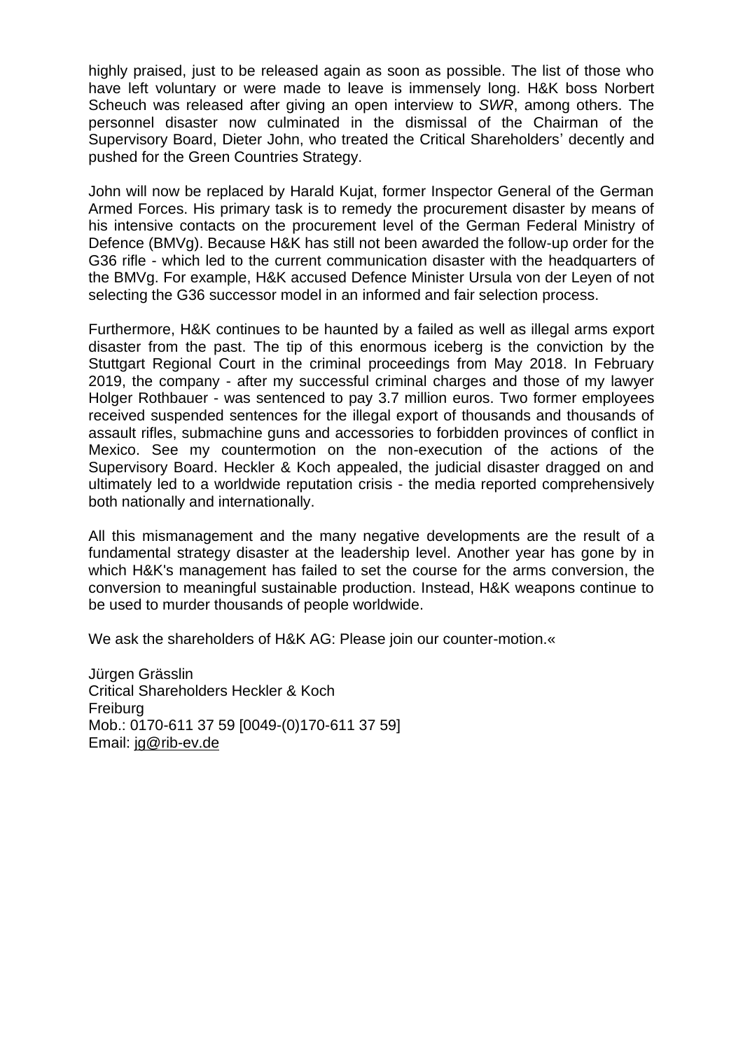highly praised, just to be released again as soon as possible. The list of those who have left voluntary or were made to leave is immensely long. H&K boss Norbert Scheuch was released after giving an open interview to *SWR*, among others. The personnel disaster now culminated in the dismissal of the Chairman of the Supervisory Board, Dieter John, who treated the Critical Shareholders' decently and pushed for the Green Countries Strategy.

John will now be replaced by Harald Kujat, former Inspector General of the German Armed Forces. His primary task is to remedy the procurement disaster by means of his intensive contacts on the procurement level of the German Federal Ministry of Defence (BMVg). Because H&K has still not been awarded the follow-up order for the G36 rifle - which led to the current communication disaster with the headquarters of the BMVg. For example, H&K accused Defence Minister Ursula von der Leyen of not selecting the G36 successor model in an informed and fair selection process.

Furthermore, H&K continues to be haunted by a failed as well as illegal arms export disaster from the past. The tip of this enormous iceberg is the conviction by the Stuttgart Regional Court in the criminal proceedings from May 2018. In February 2019, the company - after my successful criminal charges and those of my lawyer Holger Rothbauer - was sentenced to pay 3.7 million euros. Two former employees received suspended sentences for the illegal export of thousands and thousands of assault rifles, submachine guns and accessories to forbidden provinces of conflict in Mexico. See my countermotion on the non-execution of the actions of the Supervisory Board. Heckler & Koch appealed, the judicial disaster dragged on and ultimately led to a worldwide reputation crisis - the media reported comprehensively both nationally and internationally.

All this mismanagement and the many negative developments are the result of a fundamental strategy disaster at the leadership level. Another year has gone by in which H&K's management has failed to set the course for the arms conversion, the conversion to meaningful sustainable production. Instead, H&K weapons continue to be used to murder thousands of people worldwide.

We ask the shareholders of H&K AG: Please join our counter-motion.«

Jürgen Grässlin  
Critical Shareholders Heckler & Koch  
Freiburg  
Mob.: 0170-611 37 59 [0049-(0)170-611 37 59]  
Email: jg@rib-ev.de